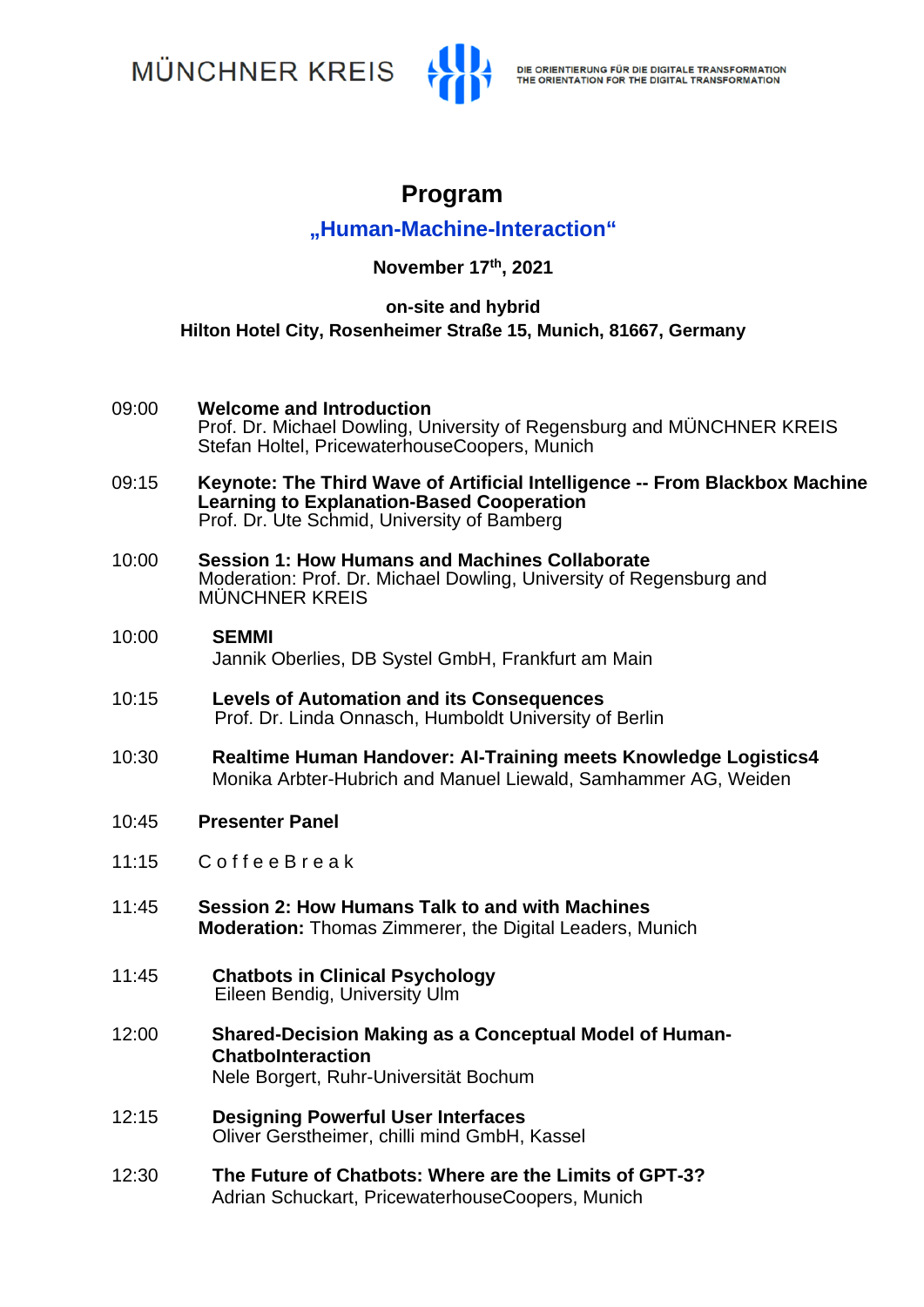MÜNCHNER KREIS

DIE ORIENTIERUNG FÜR DIE DIGITALE TRANSFORMATION
THE ORIENTATION FOR THE DIGITAL TRANSFORMATION

# Program

## „Human-Machine-Interaction“

**November 17th, 2021**

**on-site and hybrid**
**Hilton Hotel City, Rosenheimer Straße 15, Munich, 81667, Germany**

09:00 **Welcome and Introduction**
Prof. Dr. Michael Dowling, University of Regensburg and MÜNCHNER KREIS
Stefan Holtel, PricewaterhouseCoopers, Munich

09:15 **Keynote: The Third Wave of Artificial Intelligence -- From Blackbox Machine Learning to Explanation-Based Cooperation**
Prof. Dr. Ute Schmid, University of Bamberg

10:00 **Session 1: How Humans and Machines Collaborate**
Moderation: Prof. Dr. Michael Dowling, University of Regensburg and MÜNCHNER KREIS

10:00 **SEMMI**
Jannik Oberlies, DB Systel GmbH, Frankfurt am Main

10:15 **Levels of Automation and its Consequences**
Prof. Dr. Linda Onnasch, Humboldt University of Berlin

10:30 **Realtime Human Handover: AI-Training meets Knowledge Logistics4**
Monika Arbter-Hubrich and Manuel Liewald, Samhammer AG, Weiden

10:45 **Presenter Panel**

11:15 C o f f e e B r e a k

11:45 **Session 2: How Humans Talk to and with Machines**
**Moderation:** Thomas Zimmerer, the Digital Leaders, Munich

11:45 **Chatbots in Clinical Psychology**
Eileen Bendig, University Ulm

12:00 **Shared-Decision Making as a Conceptual Model of Human-ChatbotInteraction**
Nele Borgert, Ruhr-Universität Bochum

12:15 **Designing Powerful User Interfaces**
Oliver Gerstheimer, chilli mind GmbH, Kassel

12:30 **The Future of Chatbots: Where are the Limits of GPT-3?**
Adrian Schuckart, PricewaterhouseCoopers, Munich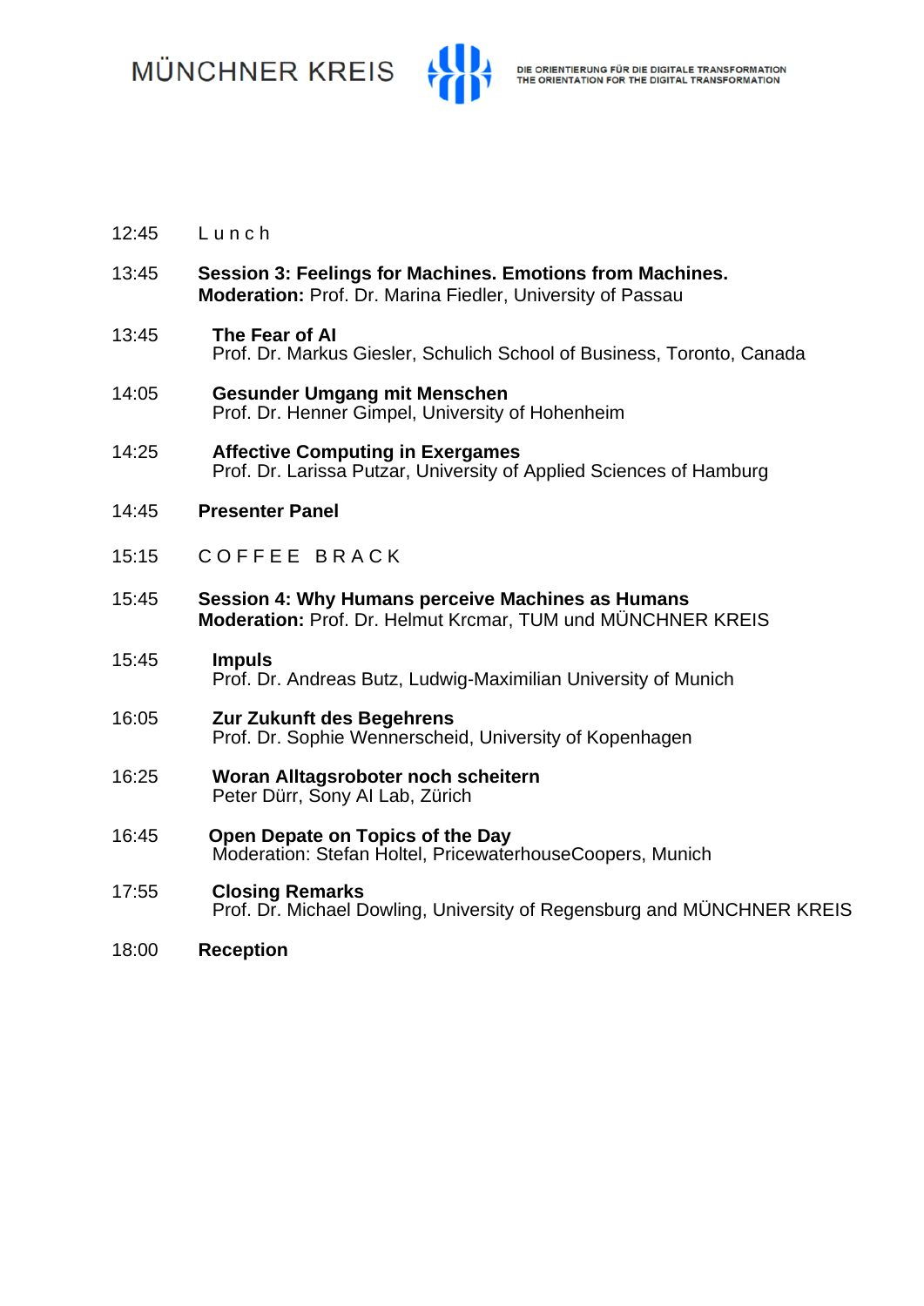| | |
|---|---|
| 12:45 | L u n c h |
| 13:45 | **Session 3: Feelings for Machines. Emotions from Machines.**<br>**Moderation:** Prof. Dr. Marina Fiedler, University of Passau |
| 13:45 | **The Fear of AI**<br>Prof. Dr. Markus Giesler, Schulich School of Business, Toronto, Canada |
| 14:05 | **Gesunder Umgang mit Menschen**<br>Prof. Dr. Henner Gimpel, University of Hohenheim |
| 14:25 | **Affective Computing in Exergames**<br>Prof. Dr. Larissa Putzar, University of Applied Sciences of Hamburg |
| 14:45 | **Presenter Panel** |
| 15:15 | C O F F E E   B R A C K |
| 15:45 | **Session 4: Why Humans perceive Machines as Humans**<br>**Moderation:** Prof. Dr. Helmut Krcmar, TUM und MÜNCHNER KREIS |
| 15:45 | **Impuls**<br>Prof. Dr. Andreas Butz, Ludwig-Maximilian University of Munich |
| 16:05 | **Zur Zukunft des Begehrens**<br>Prof. Dr. Sophie Wennerscheid, University of Kopenhagen |
| 16:25 | **Woran Alltagsroboter noch scheitern**<br>Peter Dürr, Sony AI Lab, Zürich |
| 16:45 | **Open Depate on Topics of the Day**<br>Moderation: Stefan Holtel, PricewaterhouseCoopers, Munich |
| 17:55 | **Closing Remarks**<br>Prof. Dr. Michael Dowling, University of Regensburg and MÜNCHNER KREIS |
| 18:00 | **Reception** |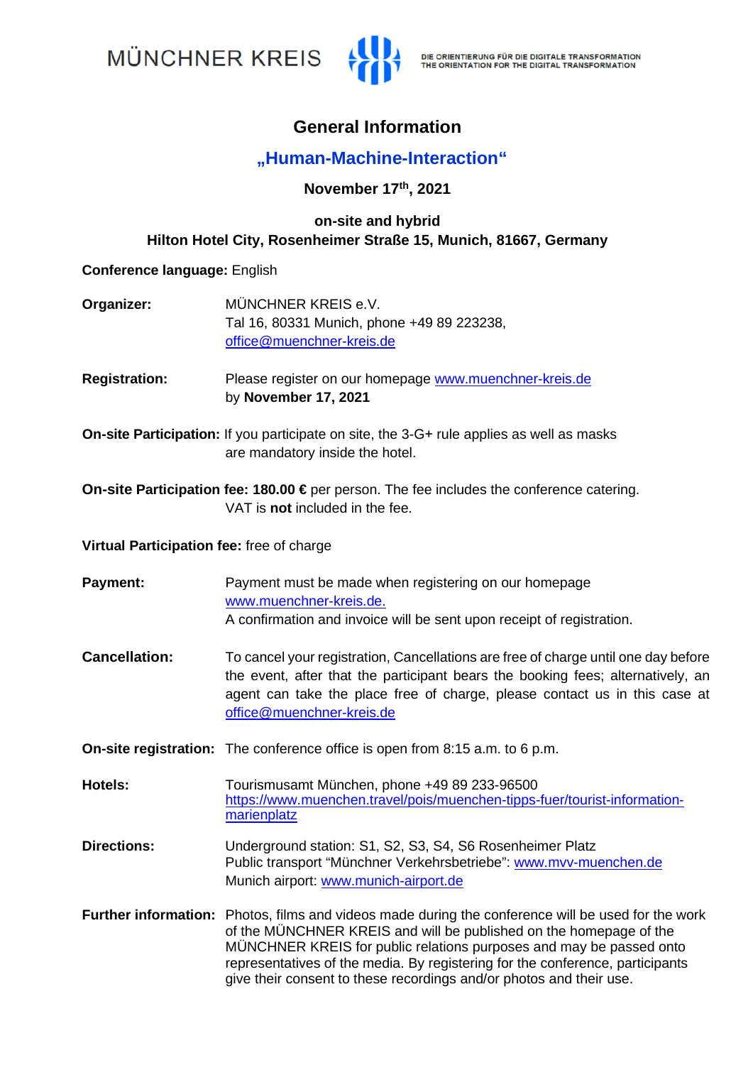MÜNCHNER KREIS

DIE ORIENTIERUNG FÜR DIE DIGITALE TRANSFORMATION
THE ORIENTATION FOR THE DIGITAL TRANSFORMATION

## General Information

## „Human-Machine-Interaction“

**November 17th, 2021**

**on-site and hybrid**
**Hilton Hotel City, Rosenheimer Straße 15, Munich, 81667, Germany**

**Conference language:** English

**Organizer:** MÜNCHNER KREIS e.V.
Tal 16, 80331 Munich, phone +49 89 223238,
office@muenchner-kreis.de

**Registration:** Please register on our homepage www.muenchner-kreis.de by **November 17, 2021**

**On-site Participation:** If you participate on site, the 3-G+ rule applies as well as masks are mandatory inside the hotel.

**On-site Participation fee: 180.00 €** per person. The fee includes the conference catering. VAT is **not** included in the fee.

**Virtual Participation fee:** free of charge

**Payment:** Payment must be made when registering on our homepage www.muenchner-kreis.de.
A confirmation and invoice will be sent upon receipt of registration.

**Cancellation:** To cancel your registration, Cancellations are free of charge until one day before the event, after that the participant bears the booking fees; alternatively, an agent can take the place free of charge, please contact us in this case at office@muenchner-kreis.de

**On-site registration:** The conference office is open from 8:15 a.m. to 6 p.m.

**Hotels:** Tourismusamt München, phone +49 89 233-96500
https://www.muenchen.travel/pois/muenchen-tipps-fuer/tourist-information-marienplatz

**Directions:** Underground station: S1, S2, S3, S4, S6 Rosenheimer Platz
Public transport “Münchner Verkehrsbetriebe”: www.mvv-muenchen.de
Munich airport: www.munich-airport.de

**Further information:** Photos, films and videos made during the conference will be used for the work of the MÜNCHNER KREIS and will be published on the homepage of the MÜNCHNER KREIS for public relations purposes and may be passed onto representatives of the media. By registering for the conference, participants give their consent to these recordings and/or photos and their use.